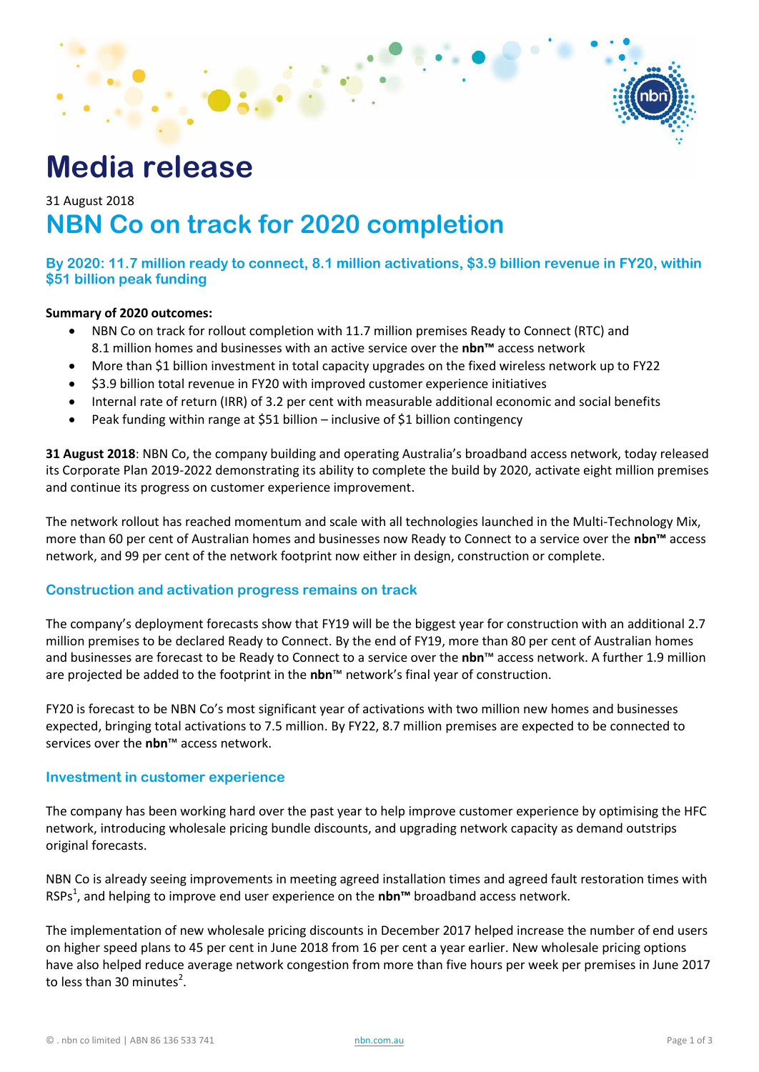# Media release

31 August 2018

# NBN Co on track for 2020 completion

### By 2020: 11.7 million ready to connect, 8.1 million activations, $3.9 billion revenue in FY20, within $51 billion peak funding

**Summary of 2020 outcomes:**

- NBN Co on track for rollout completion with 11.7 million premises Ready to Connect (RTC) and 8.1 million homes and businesses with an active service over the **nbn™** access network
- More than $1 billion investment in total capacity upgrades on the fixed wireless network up to FY22
- $3.9 billion total revenue in FY20 with improved customer experience initiatives
- Internal rate of return (IRR) of 3.2 per cent with measurable additional economic and social benefits
- Peak funding within range at $51 billion – inclusive of $1 billion contingency

**31 August 2018**: NBN Co, the company building and operating Australia's broadband access network, today released its Corporate Plan 2019-2022 demonstrating its ability to complete the build by 2020, activate eight million premises and continue its progress on customer experience improvement.

The network rollout has reached momentum and scale with all technologies launched in the Multi-Technology Mix, more than 60 per cent of Australian homes and businesses now Ready to Connect to a service over the **nbn™** access network, and 99 per cent of the network footprint now either in design, construction or complete.

## Construction and activation progress remains on track

The company's deployment forecasts show that FY19 will be the biggest year for construction with an additional 2.7 million premises to be declared Ready to Connect. By the end of FY19, more than 80 per cent of Australian homes and businesses are forecast to be Ready to Connect to a service over the **nbn**™ access network. A further 1.9 million are projected be added to the footprint in the **nbn**™ network's final year of construction.

FY20 is forecast to be NBN Co's most significant year of activations with two million new homes and businesses expected, bringing total activations to 7.5 million. By FY22, 8.7 million premises are expected to be connected to services over the **nbn**™ access network.

## Investment in customer experience

The company has been working hard over the past year to help improve customer experience by optimising the HFC network, introducing wholesale pricing bundle discounts, and upgrading network capacity as demand outstrips original forecasts.

NBN Co is already seeing improvements in meeting agreed installation times and agreed fault restoration times with RSPs[1], and helping to improve end user experience on the **nbn™** broadband access network.

The implementation of new wholesale pricing discounts in December 2017 helped increase the number of end users on higher speed plans to 45 per cent in June 2018 from 16 per cent a year earlier. New wholesale pricing options have also helped reduce average network congestion from more than five hours per week per premises in June 2017 to less than 30 minutes[2].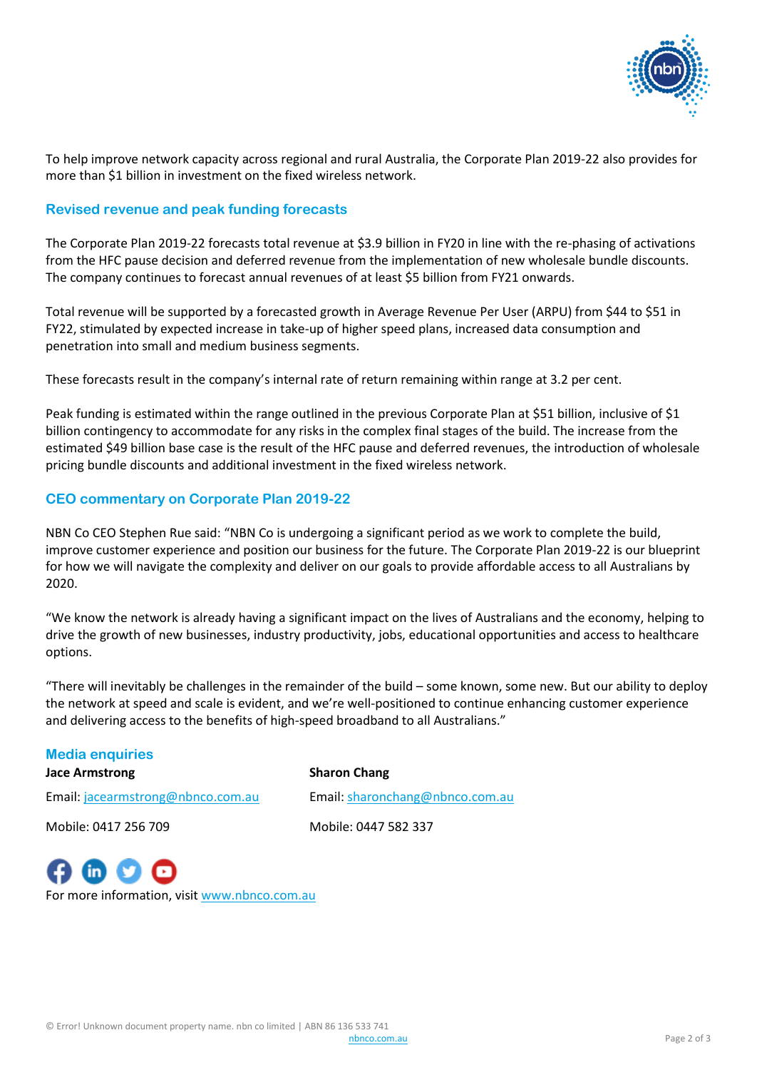To help improve network capacity across regional and rural Australia, the Corporate Plan 2019-22 also provides for more than $1 billion in investment on the fixed wireless network.

## Revised revenue and peak funding forecasts

The Corporate Plan 2019-22 forecasts total revenue at $3.9 billion in FY20 in line with the re-phasing of activations from the HFC pause decision and deferred revenue from the implementation of new wholesale bundle discounts. The company continues to forecast annual revenues of at least $5 billion from FY21 onwards.

Total revenue will be supported by a forecasted growth in Average Revenue Per User (ARPU) from $44 to $51 in FY22, stimulated by expected increase in take-up of higher speed plans, increased data consumption and penetration into small and medium business segments.

These forecasts result in the company's internal rate of return remaining within range at 3.2 per cent.

Peak funding is estimated within the range outlined in the previous Corporate Plan at $51 billion, inclusive of $1 billion contingency to accommodate for any risks in the complex final stages of the build. The increase from the estimated $49 billion base case is the result of the HFC pause and deferred revenues, the introduction of wholesale pricing bundle discounts and additional investment in the fixed wireless network.

## CEO commentary on Corporate Plan 2019-22

NBN Co CEO Stephen Rue said: "NBN Co is undergoing a significant period as we work to complete the build, improve customer experience and position our business for the future. The Corporate Plan 2019-22 is our blueprint for how we will navigate the complexity and deliver on our goals to provide affordable access to all Australians by 2020.

"We know the network is already having a significant impact on the lives of Australians and the economy, helping to drive the growth of new businesses, industry productivity, jobs, educational opportunities and access to healthcare options.

"There will inevitably be challenges in the remainder of the build – some known, some new. But our ability to deploy the network at speed and scale is evident, and we're well-positioned to continue enhancing customer experience and delivering access to the benefits of high-speed broadband to all Australians."

## Media enquiries

**Jace Armstrong**

Email: jacearmstrong@nbnco.com.au

Mobile: 0417 256 709

**Sharon Chang**

Email: sharonchang@nbnco.com.au

Mobile: 0447 582 337

For more information, visit www.nbnco.com.au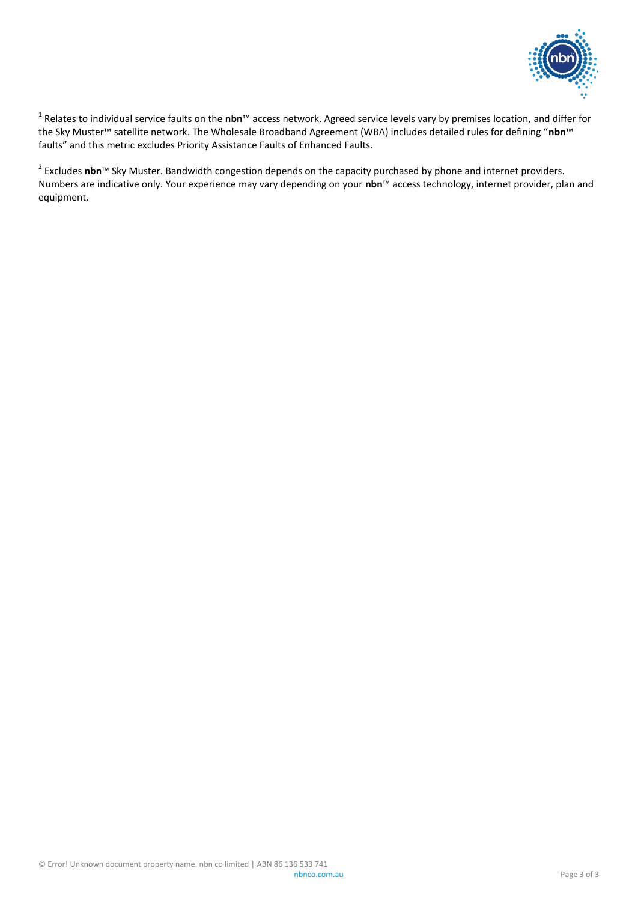[1] Relates to individual service faults on the **nbn**™ access network. Agreed service levels vary by premises location, and differ for the Sky Muster™ satellite network. The Wholesale Broadband Agreement (WBA) includes detailed rules for defining "**nbn**™ faults" and this metric excludes Priority Assistance Faults of Enhanced Faults.

[2] Excludes **nbn**™ Sky Muster. Bandwidth congestion depends on the capacity purchased by phone and internet providers. Numbers are indicative only. Your experience may vary depending on your **nbn**™ access technology, internet provider, plan and equipment.